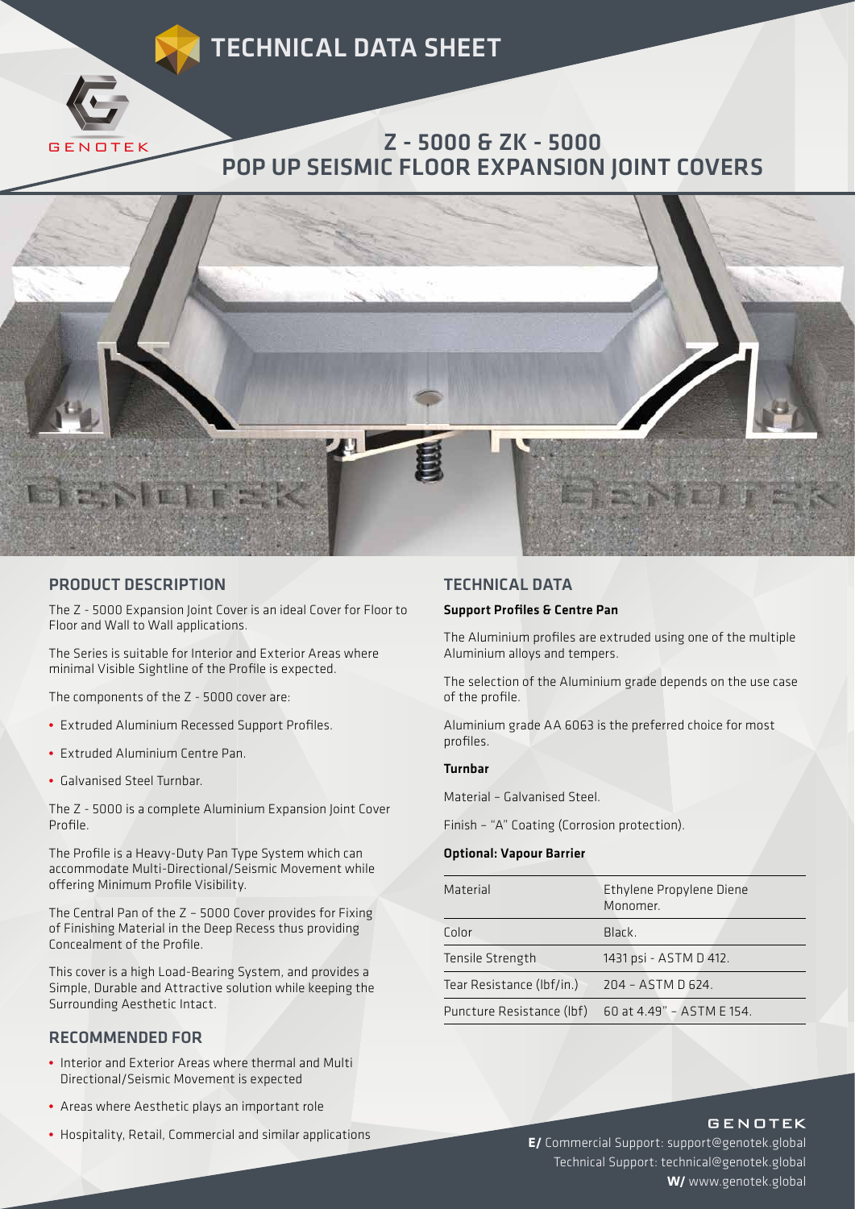# TECHNICAL DATA SHEET

GENOTEK

## Z - 5000 & ZK - 5000
## POP UP SEISMIC FLOOR EXPANSION JOINT COVERS

## PRODUCT DESCRIPTION

The Z - 5000 Expansion Joint Cover is an ideal Cover for Floor to Floor and Wall to Wall applications.

The Series is suitable for Interior and Exterior Areas where minimal Visible Sightline of the Profile is expected.

The components of the Z - 5000 cover are:

- Extruded Aluminium Recessed Support Profiles.
- Extruded Aluminium Centre Pan.
- Galvanised Steel Turnbar.

The Z - 5000 is a complete Aluminium Expansion Joint Cover Profile.

The Profile is a Heavy-Duty Pan Type System which can accommodate Multi-Directional/Seismic Movement while offering Minimum Profile Visibility.

The Central Pan of the Z – 5000 Cover provides for Fixing of Finishing Material in the Deep Recess thus providing Concealment of the Profile.

This cover is a high Load-Bearing System, and provides a Simple, Durable and Attractive solution while keeping the Surrounding Aesthetic Intact.

## RECOMMENDED FOR

- Interior and Exterior Areas where thermal and Multi Directional/Seismic Movement is expected
- Areas where Aesthetic plays an important role
- Hospitality, Retail, Commercial and similar applications

## TECHNICAL DATA

**Support Profiles & Centre Pan**

The Aluminium profiles are extruded using one of the multiple Aluminium alloys and tempers.

The selection of the Aluminium grade depends on the use case of the profile.

Aluminium grade AA 6063 is the preferred choice for most profiles.

**Turnbar**

Material – Galvanised Steel.

Finish – "A" Coating (Corrosion protection).

**Optional: Vapour Barrier**

| | |
|---|---|
| Material | Ethylene Propylene Diene Monomer. |
| Color | Black. |
| Tensile Strength | 1431 psi - ASTM D 412. |
| Tear Resistance (lbf/in.) | 204 – ASTM D 624. |
| Puncture Resistance (lbf) | 60 at 4.49" – ASTM E 154. |

GENOTEK

**E/** Commercial Support: support@genotek.global
Technical Support: technical@genotek.global
**W/** www.genotek.global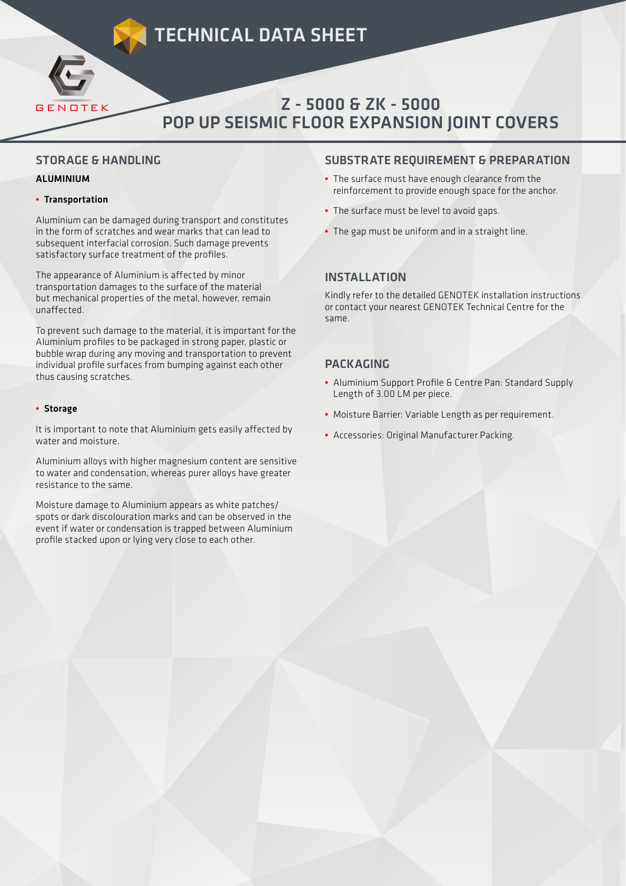# TECHNICAL DATA SHEET

GENOTEK

## Z - 5000 & ZK - 5000
## POP UP SEISMIC FLOOR EXPANSION JOINT COVERS

### STORAGE & HANDLING

**ALUMINIUM**

- **Transportation**

Aluminium can be damaged during transport and constitutes in the form of scratches and wear marks that can lead to subsequent interfacial corrosion. Such damage prevents satisfactory surface treatment of the profiles.

The appearance of Aluminium is affected by minor transportation damages to the surface of the material but mechanical properties of the metal, however, remain unaffected.

To prevent such damage to the material, it is important for the Aluminium profiles to be packaged in strong paper, plastic or bubble wrap during any moving and transportation to prevent individual profile surfaces from bumping against each other thus causing scratches.

- **Storage**

It is important to note that Aluminium gets easily affected by water and moisture.

Aluminium alloys with higher magnesium content are sensitive to water and condensation, whereas purer alloys have greater resistance to the same.

Moisture damage to Aluminium appears as white patches/ spots or dark discolouration marks and can be observed in the event if water or condensation is trapped between Aluminium profile stacked upon or lying very close to each other.

### SUBSTRATE REQUIREMENT & PREPARATION

- The surface must have enough clearance from the reinforcement to provide enough space for the anchor.
- The surface must be level to avoid gaps.
- The gap must be uniform and in a straight line.

### INSTALLATION

Kindly refer to the detailed GENOTEK installation instructions or contact your nearest GENOTEK Technical Centre for the same.

### PACKAGING

- Aluminium Support Profile & Centre Pan: Standard Supply Length of 3.00 LM per piece.
- Moisture Barrier: Variable Length as per requirement.
- Accessories: Original Manufacturer Packing.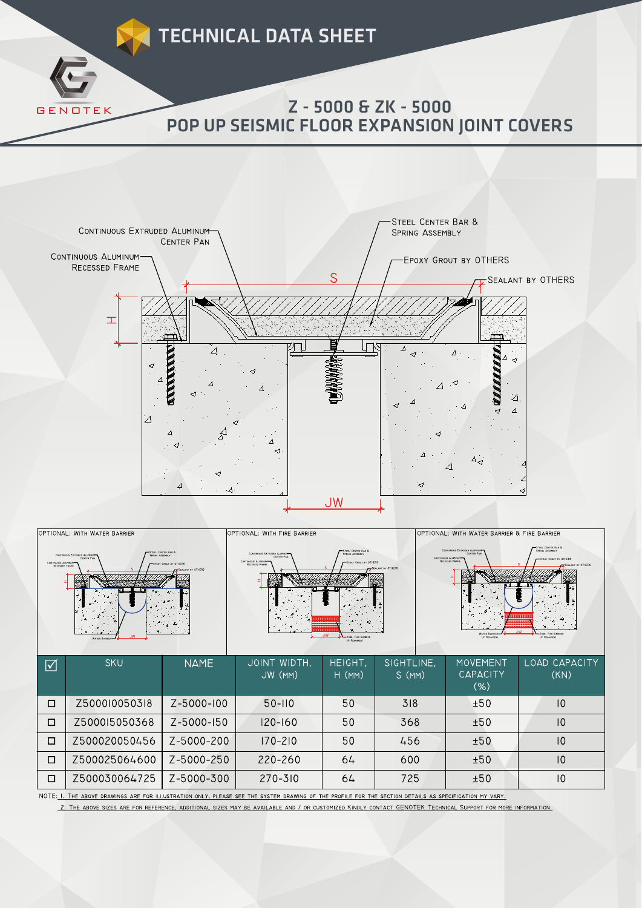# TECHNICAL DATA SHEET

GENOTEK

## Z - 5000 & ZK - 5000
## POP UP SEISMIC FLOOR EXPANSION JOINT COVERS

Continuous Extruded Aluminum Center Pan

Continuous Aluminum Recessed Frame

Steel Center Bar & Spring Assembly

Epoxy Grout by OTHERS

Sealant by OTHERS

S

H

JW

OPTIONAL: With Water Barrier

OPTIONAL: With Fire Barrier

OPTIONAL: With Water Barrier & Fire Barrier

| ☑ | SKU | NAME | JOINT WIDTH, JW (MM) | HEIGHT, H (MM) | SIGHTLINE, S (MM) | MOVEMENT CAPACITY (%) | LOAD CAPACITY (KN) |
|---|---|---|---|---|---|---|---|
| ☐ | Z500010050318 | Z-5000-100 | 50-110 | 50 | 318 | ±50 | 10 |
| ☐ | Z500015050368 | Z-5000-150 | 120-160 | 50 | 368 | ±50 | 10 |
| ☐ | Z500020050456 | Z-5000-200 | 170-210 | 50 | 456 | ±50 | 10 |
| ☐ | Z500025064600 | Z-5000-250 | 220-260 | 64 | 600 | ±50 | 10 |
| ☐ | Z500030064725 | Z-5000-300 | 270-310 | 64 | 725 | ±50 | 10 |

NOTE: 1. The above drawings are for illustration only, please see the system drawing of the profile for the section details as specification my vary.

2. The above sizes are for reference, additional sizes may be available and / or customized. Kindly contact GENOTEK Technical Support for more information.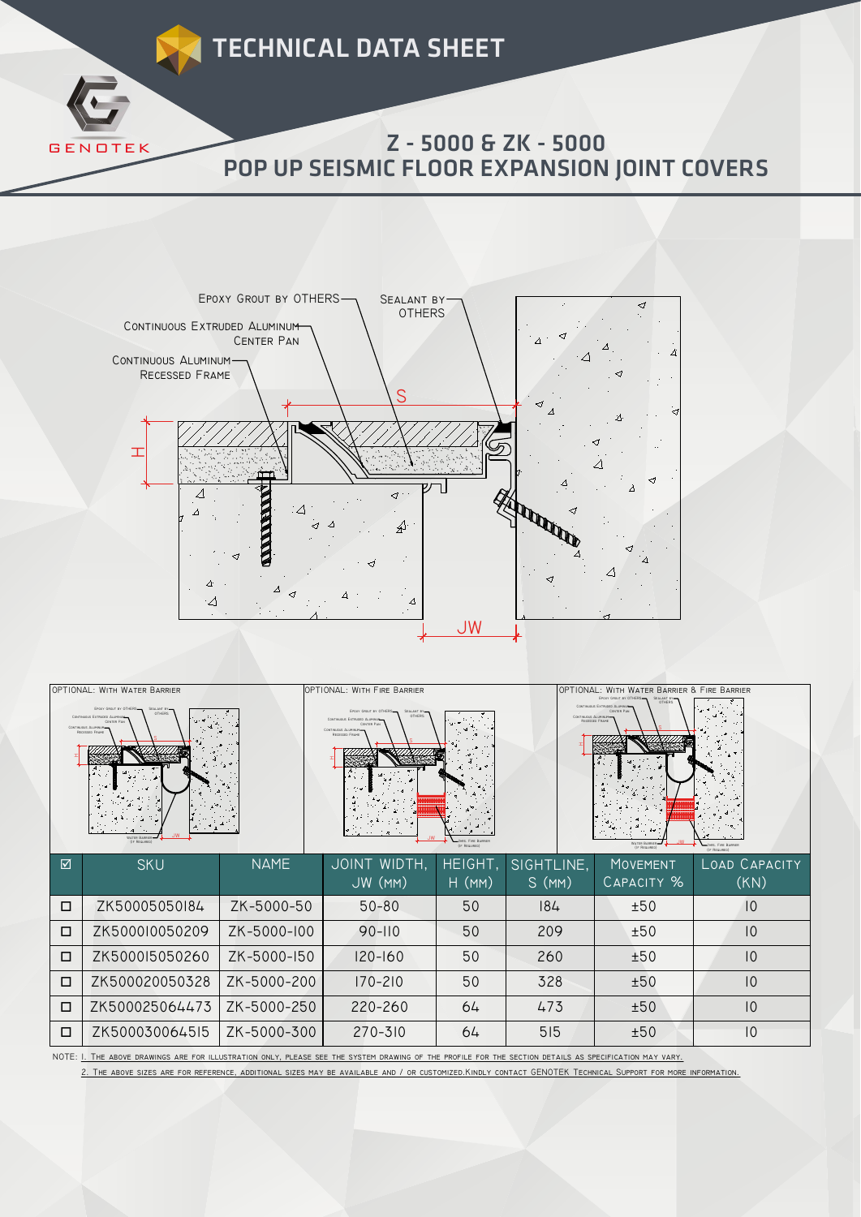# TECHNICAL DATA SHEET

GENOTEK

## Z - 5000 & ZK - 5000
## POP UP SEISMIC FLOOR EXPANSION JOINT COVERS

Epoxy Grout by OTHERS
Sealant by OTHERS
Continuous Extruded Aluminum Center Pan
Continuous Aluminum Recessed Frame
S
H
JW

OPTIONAL: With Water Barrier

OPTIONAL: With Fire Barrier

OPTIONAL: With Water Barrier & Fire Barrier

| ☑ | SKU | NAME | JOINT WIDTH, JW (MM) | HEIGHT, H (MM) | SIGHTLINE, S (MM) | Movement Capacity % | Load Capacity (KN) |
|---|---|---|---|---|---|---|---|
| ☐ | ZK50005050184 | ZK-5000-50 | 50-80 | 50 | 184 | ±50 | 10 |
| ☐ | ZK500010050209 | ZK-5000-100 | 90-110 | 50 | 209 | ±50 | 10 |
| ☐ | ZK500015050260 | ZK-5000-150 | 120-160 | 50 | 260 | ±50 | 10 |
| ☐ | ZK500020050328 | ZK-5000-200 | 170-210 | 50 | 328 | ±50 | 10 |
| ☐ | ZK500025064473 | ZK-5000-250 | 220-260 | 64 | 473 | ±50 | 10 |
| ☐ | ZK500030064515 | ZK-5000-300 | 270-310 | 64 | 515 | ±50 | 10 |

NOTE: 1. The above drawings are for illustration only, please see the system drawing of the profile for the section details as specification may vary.

2. The above sizes are for reference, additional sizes may be available and / or customized.Kindly contact GENOTEK Technical Support for more information.